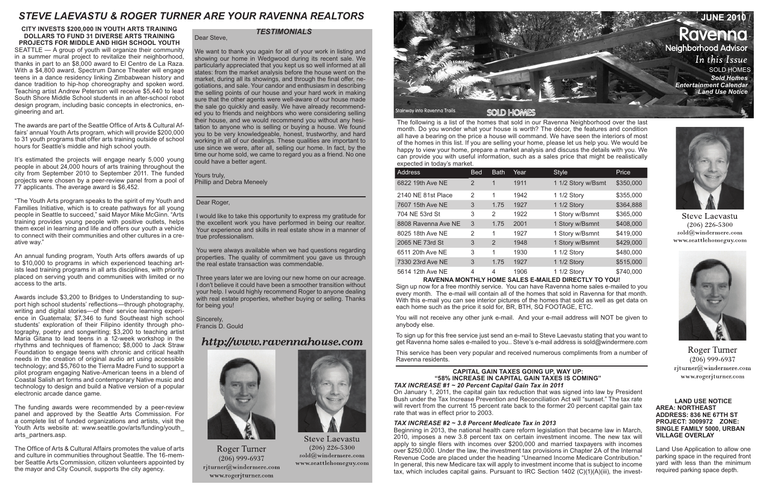# STEVE LAEVASTU & ROGER TURNER ARE YOUR RAVENNA REALTORS

### CITY INVESTS $200,000 IN YOUTH ARTS TRAINING DOLLARS TO FUND 31 DIVERSE ARTS TRAINING PROJECTS FOR MIDDLE AND HIGH SCHOOL YOUTH

SEATTLE — A group of youth will organize their community in a summer mural project to revitalize their neighborhood, thanks in part to an $8,000 award to El Centro de La Raza. With a $4,800 award, Spectrum Dance Theater will engage teens in a dance residency linking Zimbabwean history and dance tradition to hip-hop choreography and spoken word. Teaching artist Andrew Peterson will receive $5,440 to lead South Shore Middle School students in an after-school robot design program, including basic concepts in electronics, engineering and art.

The awards are part of the Seattle Office of Arts & Cultural Affairs' annual Youth Arts program, which will provide $200,000 to 31 youth programs that offer arts training outside of school hours for Seattle's middle and high school youth.

It's estimated the projects will engage nearly 5,000 young people in about 24,000 hours of arts training throughout the city from September 2010 to September 2011. The funded projects were chosen by a peer-review panel from a pool of 77 applicants. The average award is $6,452.

"The Youth Arts program speaks to the spirit of my Youth and Families Initiative, which is to create pathways for all young people in Seattle to succeed," said Mayor Mike McGinn. "Arts training provides young people with positive outlets, helps them excel in learning and life and offers our youth a vehicle to connect with their communities and other cultures in a creative way."

An annual funding program, Youth Arts offers awards of up to $10,000 to programs in which experienced teaching artists lead training programs in all arts disciplines, with priority placed on serving youth and communities with limited or no access to the arts.

Awards include $3,200 to Bridges to Understanding to support high school students' reflections—through photography, writing and digital stories—of their service learning experience in Guatemala; $7,346 to fund Southeast high school students' exploration of their Filipino identity through photography, poetry and songwriting; $3,200 to teaching artist Maria Gitana to lead teens in a 12-week workshop in the rhythms and techniques of flamenco; $8,000 to Jack Straw Foundation to engage teens with chronic and critical health needs in the creation of original audio art using accessible technology; and $5,760 to the Tierra Madre Fund to support a pilot program engaging Native-American teens in a blend of Coastal Salish art forms and contemporary Native music and technology to design and build a Native version of a popular electronic arcade dance game.

The funding awards were recommended by a peer-review panel and approved by the Seattle Arts Commission. For a complete list of funded organizations and artists, visit the Youth Arts website at: www.seattle.gov/arts/funding/youth_arts_partners.asp.

The Office of Arts & Cultural Affairs promotes the value of arts and culture in communities throughout Seattle. The 16-member Seattle Arts Commission, citizen volunteers appointed by the mayor and City Council, supports the city agency.

## *TESTIMONIALS*

Dear Steve,

We want to thank you again for all of your work in listing and showing our home in Wedgwood during its recent sale. We particularly appreciated that you kept us so well informed at all states: from the market analysis before the house went on the market, during all its showings, and through the final offer, negotiations, and sale. Your candor and enthusiasm in describing the selling points of our house and your hard work in making sure that the other agents were well-aware of our house made the sale go quickly and easily. We have already recommended you to friends and neighbors who were considering selling their house, and we would recommend you without any hesitation to anyone who is selling or buying a house. We found you to be very knowledgeable, honest, trustworthy, and hard working in all of our dealings. These qualities are important to use since we were, after all, selling our home. In fact, by the time our home sold, we came to regard you as a friend. No one could have a better agent.

Yours truly,
Phillip and Debra Meneely

Dear Roger,

I would like to take this opportunity to express my gratitude for the excellent work you have performed in being our realtor. Your experience and skills in real estate show in a manner of true professionalism.

You were always available when we had questions regarding properties. The quality of commitment you gave us through the real estate transaction was commendable.

Three years later we are loving our new home on our acreage. I don't believe it could have been a smoother transition without your help. I would highly recommend Roger to anyone dealing with real estate properties, whether buying or selling. Thanks for being you!

Sincerely,
Francis D. Gould

*http://www.ravennahouse.com*

Roger Turner
(206) 999-6937
rjturner@windermere.com
www.rogerjturner.com

Steve Laevastu
(206) 226-5300
sold@windermere.com
www.seattlehomeguy.com

**JUNE 2010**

# Ravenna Neighborhood Advisor

*In this Issue*
SOLD HOMES
*Sold Homes*
*Entertainment Calendar*
*Land Use Notice*

Stairway into Ravenna Trails

## SOLD HOMES

The following is a list of the homes that sold in our Ravenna Neighborhood over the last month. Do you wonder what your house is worth? The décor, the features and condition all have a bearing on the price a house will command. We have seen the interiors of most of the homes in this list. If you are selling your home, please let us help you. We would be happy to view your home, prepare a market analysis and discuss the details with you. We can provide you with useful information, such as a sales price that might be realistically expected in today's market.

| Address | Bed | Bath | Year | Style | Price |
|---|---|---|---|---|---|
| 6822 19th Ave NE | 2 | 1 | 1911 | 1 1/2 Story w/Bsmt | $350,000 |
| 2140 NE 81st Place | 2 | 1 | 1942 | 1 1/2 Story | $355,000 |
| 7607 15th Ave NE | 3 | 1.75 | 1927 | 1 1/2 Story | $364,888 |
| 704 NE 53rd St | 3 | 2 | 1922 | 1 Story w/Bsmnt | $365,000 |
| 8808 Ravenna Ave NE | 3 | 1.75 | 2001 | 1 Story w/Bsmnt | $408,000 |
| 8025 18th Ave NE | 2 | 1 | 1927 | 1 Story w/Bsmnt | $419,000 |
| 2065 NE 73rd St | 3 | 2 | 1948 | 1 Story w/Bsmnt | $429,000 |
| 6511 20th Ave NE | 3 | 1 | 1930 | 1 1/2 Story | $480,000 |
| 7330 23rd Ave NE | 3 | 1.75 | 1927 | 1 1/2 Story | $515,000 |
| 5614 12th Ave NE | 4 | 4 | 1906 | 1 1/2 Story | $740,000 |

### RAVENNA MONTHLY HOME SALES E-MAILED DIRECTLY TO YOU!

Sign up now for a free monthly service. You can have Ravenna home sales e-mailed to you every month. The e-mail will contain all of the homes that sold in Ravenna for that month. With this e-mail you can see interior pictures of the homes that sold as well as get data on each home such as the price it sold for, BR, BTH, SQ FOOTAGE, ETC.

You will not receive any other junk e-mail. And your e-mail address will NOT be given to anybody else.

To sign up for this free service just send an e-mail to Steve Laevastu stating that you want to get Ravenna home sales e-mailed to you.. Steve's e-mail address is sold@windermere.com

This service has been very popular and received numerous compliments from a number of Ravenna residents.

### CAPITAL GAIN TAXES GOING UP, WAY UP: "58% INCREASE IN CAPITAL GAIN TAXES IS COMING"

#### *TAX INCREASE #1 ~ 20 Percent Capital Gain Tax in 2011*

On January 1, 2011, the capital gain tax reduction that was signed into law by President Bush under the Tax Increase Prevention and Reconciliation Act will "sunset." The tax rate will revert from the current 15 percent rate back to the former 20 percent capital gain tax rate that was in effect prior to 2003.

#### *TAX INCREASE #2 ~ 3.8 Percent Medicate Tax in 2013*

Beginning in 2013, the national health care reform legislation that became law in March, 2010, imposes a new 3.8 percent tax on certain investment income. The new tax will apply to single filers with incomes over $200,000 and married taxpayers with incomes over $250,000. Under the law, the investment tax provisions in Chapter 2A of the Internal Revenue Code are placed under the heading "Unearned Income Medicare Contribution." In general, this new Medicare tax will apply to investment income that is subject to income tax, which includes capital gains. Pursuant to IRC Section 1402 (C)(1)(A)(iii), the invest-

Steve Laevastu
(206) 226-5300
sold@windermere.com
www.seattlehomeguy.com

Roger Turner
(206) 999-6937
rjturner@windermere.com
www.rogerjturner.com

### LAND USE NOTICE
**AREA: NORTHEAST**
**ADDRESS: 836 NE 67TH ST**
**PROJECT: 3009972 ZONE: SINGLE FAMILY 5000, URBAN VILLAGE OVERLAY**

Land Use Application to allow one parking space in the required front yard with less than the minimum required parking space depth.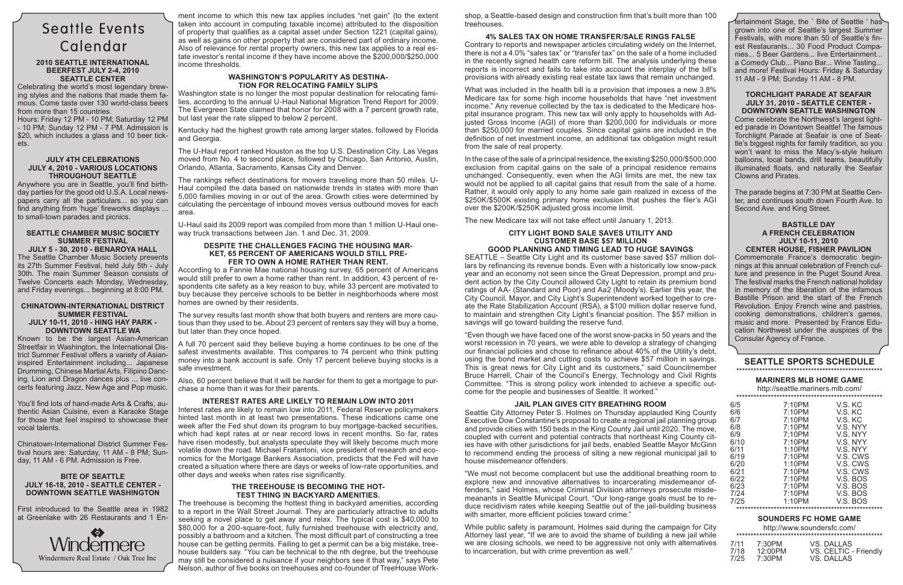# Seattle Events Calendar

### 2010 SEATTLE INTERNATIONAL BEERFEST JULY 2-4, 2010 SEATTLE CENTER

Celebrating the world's most legendary brewing styles and the nations that made them famous. Come taste over 130 world-class beers from more than 15 countries.

Hours: Friday 12 PM - 10 PM; Saturday 12 PM - 10 PM; Sunday 12 PM - 7 PM. Admission is $20, which includes a glass and 10 beer tickets.

### JULY 4TH CELEBRATIONS JULY 4, 2010 - VARIOUS LOCATIONS THROUGHOUT SEATTLE

Anywhere you are in Seattle, you'll find birthday parties for the good old U.S.A. Local newspapers carry all the particulars... so you can find anything from 'huge' fireworks displays ... to small-town parades and picnics.

### SEATTLE CHAMBER MUSIC SOCIETY SUMMER FESTIVAL JULY 5 - 30, 2010 - BENAROYA HALL

The Seattle Chamber Music Society presents its 27th Summer Festival, held July 5th - July 30th. The main Summer Season consists of Twelve Concerts each Monday, Wednesday, and Friday evenings... beginning at 8:00 PM.

### CHINATOWN-INTERNATIONAL DISTRICT SUMMER FESTIVAL JULY 10-11, 2010 - HING HAY PARK - DOWNTOWN SEATTLE WA

Known to be the largest Asian-American Streetfair in Washington, the International District Summer Festival offers a variety of Asian-inspired Entertainment including... Japanese Drumming, Chinese Martial Arts, Filipino Dancing, Lion and Dragon dances plus ... live concerts featuring Jazz, New Age and Pop music.

You'll find lots of hand-made Arts & Crafts, authentic Asian Cuisine, even a Karaoke Stage for those that feel inspired to showcase their vocal talents.

Chinatown-International District Summer Festival hours are: Saturday, 11 AM - 8 PM; Sunday, 11 AM - 6 PM. Admission is Free.

### BITE OF SEATTLE JULY 16-18, 2010 - SEATTLE CENTER - DOWNTOWN SEATTLE WASHINGTON

First introduced to the Seattle area in 1982 at Greenlake with 26 Restaurants and 1 Entertainment Stage, the ` Bite of Seattle ' has grown into one of Seattle's largest Summer Festivals, with more than 50 of Seattle's finest Restaurants... 30 Food Product Companies... 5 Beer Gardens... live Entertainment... a Comedy Club... Piano Bar... Wine Tasting... and more! Festival Hours: Friday & Saturday 11 AM - 9 PM; Sunday 11 AM - 8 PM.

### TORCHLIGHT PARADE AT SEAFAIR JULY 31, 2010 - SEATTLE CENTER - DOWNTOWN SEATTLE WASHINGTON

Come celebrate the Northwest's largest lighted parade in Downtown Seattle! The famous Torchlight Parade at Seafair is one of Seattle's biggest nights for family tradition, so you won't want to miss the Macy's-style helium balloons, local bands, drill teams, beautifully illuminated floats, and naturally the Seafair Clowns and Pirates.

The parade begins at 7:30 PM at Seattle Center, and continues south down Fourth Ave. to Second Ave. and King Street.

### BASTILLE DAY A FRENCH CELEBRATION JULY 10-11, 2010 CENTER HOUSE, FISHER PAVILION

Commemorate France's democratic beginnings at this annual celebration of French culture and presence in the Puget Sound Area. The festival marks the French national holiday in memory of the liberation of the infamous Bastille Prison and the start of the French Revolution. Enjoy French wine and pastries, cooking demonstrations, children's games, music and more. Presented by France Education Northwest under the auspices of the Consular Agency of France.

Windermere
Windermere Real Estate / Oak Tree Inc

ment income to which this new tax applies includes "net gain" (to the extent taken into account in computing taxable income) attributed to the disposition of property that qualifies as a capital asset under Section 1221 (capital gains), as well as gains on other property that are considered part of ordinary income. Also of relevance for rental property owners, this new tax applies to a real estate investor's rental income if they have income above the $200,000/$250,000 income thresholds.

### WASHINGTON'S POPULARITY AS DESTINATION FOR RELOCATING FAMILY SLIPS

Washington state is no longer the most popular destination for relocating families, according to the annual U-Haul National Migration Trend Report for 2009. The Evergreen State claimed that honor for 2008 with a 7 percent growth rate, but last year the rate slipped to below 2 percent.

Kentucky had the highest growth rate among larger states, followed by Florida and Georgia.

The U-Haul report ranked Houston as the top U.S. Destination City. Las Vegas moved from No. 4 to second place, followed by Chicago, San Antonio, Austin, Orlando, Atlanta, Sacramento, Kansas City and Denver.

The rankings reflect destinations for movers traveling more than 50 miles. U-Haul compiled the data based on nationwide trends in states with more than 5,000 families moving in or out of the area. Growth cities were determined by calculating the percentage of inbound moves versus outbound moves for each area.

U-Haul said its 2009 report was compiled from more than 1 million U-Haul one-way truck transactions between Jan. 1 and Dec. 31, 2009.

### DESPITE THE CHALLENGES FACING THE HOUSING MARKET, 65 PERCENT OF AMERICANS WOULD STILL PREFER TO OWN A HOME RATHER THAN RENT.

According to a Fannie Mae national housing survey, 65 percent of Americans would still prefer to own a home rather than rent. In addition, 43 percent of respondents cite safety as a key reason to buy, while 33 percent are motivated to buy because they perceive schools to be better in neighborhoods where most homes are owned by their residents.

The survey results last month show that both buyers and renters are more cautious than they used to be. About 23 percent of renters say they will buy a home, but later than they once hoped.

A full 70 percent said they believe buying a home continues to be one of the safest investments available. This compares to 74 percent who think putting money into a bank account is safe. Only 17 percent believe buying stocks is a safe investment.

Also, 60 percent believe that it will be harder for them to get a mortgage to purchase a home than it was for their parents.

### INTEREST RATES ARE LIKELY TO REMAIN LOW INTO 2011

Interest rates are likely to remain low into 2011, Federal Reserve policymakers hinted last month in at least two presentations. These indications came one week after the Fed shut down its program to buy mortgage-backed securities, which had kept rates at or near record lows in recent months. So far, rates have risen modestly, but analysts speculate they will likely become much more volatile down the road. Michael Fratantoni, vice president of research and economics for the Mortgage Bankers Association, predicts that the Fed will have created a situation where there are days or weeks of low-rate opportunities, and other days and weeks when rates rise significantly.

### THE TREEHOUSE IS BECOMING THE HOTTEST THING IN BACKYARD AMENITIES.

The treehouse is becoming the hottest thing in backyard amenities, according to a report in the Wall Street Journal. They are particularly attractive to adults seeking a novel place to get away and relax. The typical cost is $40,000 to $80,000 for a 200-square-foot, fully furnished treehouse with electricity and, possibly a bathroom and a kitchen. The most difficult part of constructing a tree house can be getting permits. Failing to get a permit can be a big mistake, treehouse builders say. "You can be technical to the nth degree, but the treehouse may still be considered a nuisance if your neighbors see it that way," says Pete Nelson, author of five books on treehouses and co-founder of TreeHouse Workshop, a Seattle-based design and construction firm that's built more than 100 treehouses.

### 4% SALES TAX ON HOME TRANSFER/SALE RINGS FALSE

Contrary to reports and newspaper articles circulating widely on the Internet, there is not a 4.0% "sales tax" or "transfer tax" on the sale of a home included in the recently signed health care reform bill. The analysis underlying these reports is incorrect and fails to take into account the interplay of the bill's provisions with already existing real estate tax laws that remain unchanged.

What was included in the health bill is a provision that imposes a new 3.8% Medicare tax for some high income households that have "net investment income." Any revenue collected by the tax is dedicated to the Medicare hospital insurance program. This new tax will only apply to households with Adjusted Gross Income (AGI) of more than $200,000 for individuals or more than $250,000 for married couples. Since capital gains are included in the definition of net investment income, an additional tax obligation might result from the sale of real property.

In the case of the sale of a principal residence, the existing $250,000/$500,000 exclusion from capital gains on the sale of a principal residence remains unchanged. Consequently, even when the AGI limits are met, the new tax would not be applied to all capital gains that result from the sale of a home. Rather, it would only apply to any home sale gain realized in excess of the $250K/$500K existing primary home exclusion that pushes the filer's AGI over the $200K/$250K adjusted gross income limit.

The new Medicare tax will not take effect until January 1, 2013.

### CITY LIGHT BOND SALE SAVES UTILITY AND CUSTOMER BASE $57 MILLION GOOD PLANNING AND TIMING LEAD TO HUGE SAVINGS

SEATTLE – Seattle City Light and its customer base saved $57 million dollars by refinancing its revenue bonds. Even with a historically low snow-pack year and an economy not seen since the Great Depression, prompt and prudent action by the City Council allowed City Light to retain its premium bond ratings of AA- (Standard and Poor) and Aa2 (Moody's). Earlier this year, the City Council, Mayor, and City Light's Superintendent worked together to create the Rate Stabilization Account (RSA), a $100 million dollar reserve fund, to maintain and strengthen City Light's financial position. The $57 million in savings will go toward building the reserve fund.

"Even though we have faced one of the worst snow-packs in 50 years and the worst recession in 70 years, we were able to develop a strategy of changing our financial policies and chose to refinance about 40% of the Utility's debt, using the bond market and cutting costs to achieve $57 million in savings. This is great news for City Light and its customers," said Councilmember Bruce Harrell, Chair of the Council's Energy, Technology and Civil Rights Committee. "This is strong policy work intended to achieve a specific outcome for the people and businesses of Seattle. It worked."

### JAIL PLAN GIVES CITY BREATHING ROOM

Seattle City Attorney Peter S. Holmes on Thursday applauded King County Executive Dow Constantine's proposal to create a regional jail planning group and provide cities with 150 beds in the King County Jail until 2020. The move, coupled with current and potential contracts that northeast King County cities have with other jurisdictions for jail beds, enabled Seattle Mayor McGinn to recommend ending the process of siting a new regional municipal jail to house misdemeanor offenders.

"We must not become complacent but use the additional breathing room to explore new and innovative alternatives to incarcerating misdemeanor offenders," said Holmes, whose Criminal Division attorneys prosecute misdemeanants in Seattle Municipal Court. "Our long-range goals must be to reduce recidivism rates while keeping Seattle out of the jail-building business with smarter, more efficient policies toward crime."

While public safety is paramount, Holmes said during the campaign for City Attorney last year, "If we are to avoid the shame of building a new jail while we are closing schools, we need to be aggressive not only with alternatives to incarceration, but with crime prevention as well."

## SEATTLE SPORTS SCHEDULE

### MARINERS MLB HOME GAME

http://seattle.mariners.mlb.com/

| | | |
|---|---|---|
| 6/5 | 7:10PM | V.S. KC |
| 6/6 | 7:10PM | V.S. KC |
| 6/7 | 7:10PM | V.S. KC |
| 6/8 | 7:10PM | V.S. NYY |
| 6/9 | 7:10PM | V.S. NYY |
| 6/10 | 7:10PM | V.S. NYY |
| 6/11 | 1:10PM | V.S. NYY |
| 6/19 | 7:10PM | V.S. CWS |
| 6/20 | 1:10PM | V.S. CWS |
| 6/21 | 7:10PM | V.S. CWS |
| 6/22 | 7:10PM | V.S. BOS |
| 6/23 | 7:10PM | V.S. BOS |
| 7/24 | 7:10PM | V.S. BOS |
| 7/25 | 1:10PM | V.S. BOS |

### SOUNDERS FC HOME GAME

http://www.soundersfc.com/

| | | |
|---|---|---|
| 7/11 | 7:30PM | VS. DALLAS |
| 7/18 | 12:00PM | VS. CELTIC - Friendly |
| 7/25 | 7:30PM | VS. DALLAS |